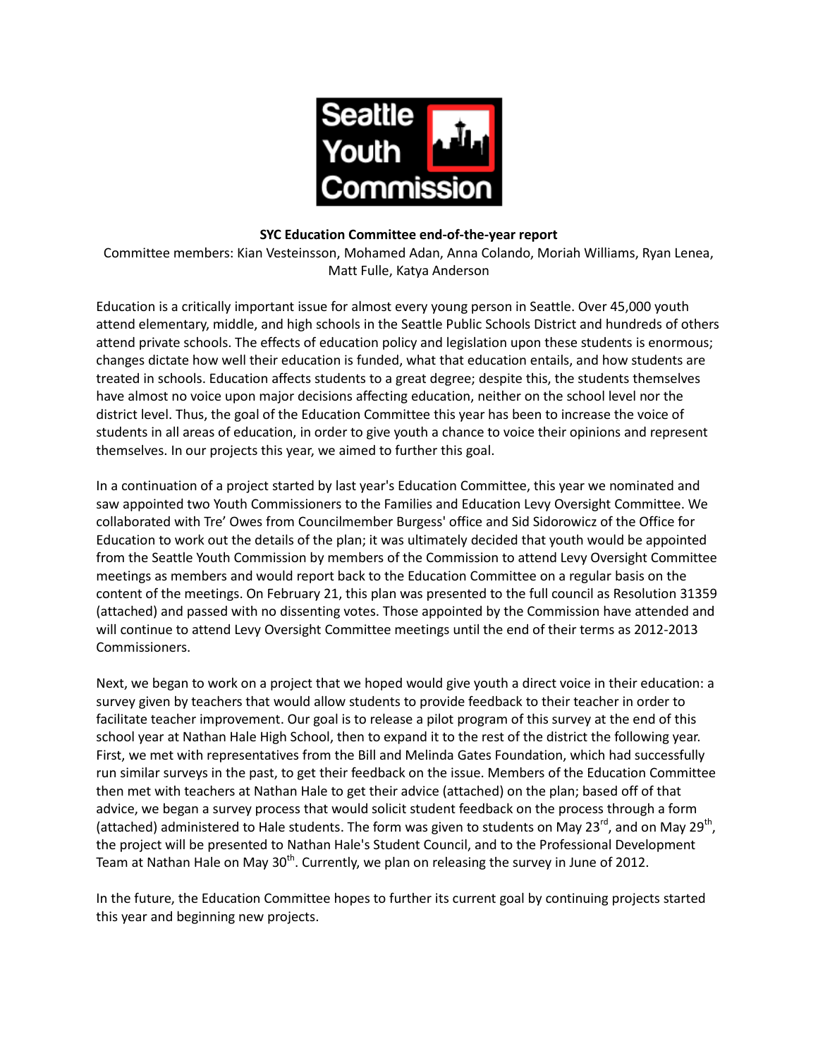Seattle Youth Commission

**SYC Education Committee end-of-the-year report**

Committee members: Kian Vesteinsson, Mohamed Adan, Anna Colando, Moriah Williams, Ryan Lenea, Matt Fulle, Katya Anderson

Education is a critically important issue for almost every young person in Seattle. Over 45,000 youth attend elementary, middle, and high schools in the Seattle Public Schools District and hundreds of others attend private schools. The effects of education policy and legislation upon these students is enormous; changes dictate how well their education is funded, what that education entails, and how students are treated in schools. Education affects students to a great degree; despite this, the students themselves have almost no voice upon major decisions affecting education, neither on the school level nor the district level. Thus, the goal of the Education Committee this year has been to increase the voice of students in all areas of education, in order to give youth a chance to voice their opinions and represent themselves. In our projects this year, we aimed to further this goal.

In a continuation of a project started by last year's Education Committee, this year we nominated and saw appointed two Youth Commissioners to the Families and Education Levy Oversight Committee. We collaborated with Tre' Owes from Councilmember Burgess' office and Sid Sidorowicz of the Office for Education to work out the details of the plan; it was ultimately decided that youth would be appointed from the Seattle Youth Commission by members of the Commission to attend Levy Oversight Committee meetings as members and would report back to the Education Committee on a regular basis on the content of the meetings. On February 21, this plan was presented to the full council as Resolution 31359 (attached) and passed with no dissenting votes. Those appointed by the Commission have attended and will continue to attend Levy Oversight Committee meetings until the end of their terms as 2012-2013 Commissioners.

Next, we began to work on a project that we hoped would give youth a direct voice in their education: a survey given by teachers that would allow students to provide feedback to their teacher in order to facilitate teacher improvement. Our goal is to release a pilot program of this survey at the end of this school year at Nathan Hale High School, then to expand it to the rest of the district the following year. First, we met with representatives from the Bill and Melinda Gates Foundation, which had successfully run similar surveys in the past, to get their feedback on the issue. Members of the Education Committee then met with teachers at Nathan Hale to get their advice (attached) on the plan; based off of that advice, we began a survey process that would solicit student feedback on the process through a form (attached) administered to Hale students. The form was given to students on May 23rd, and on May 29th, the project will be presented to Nathan Hale's Student Council, and to the Professional Development Team at Nathan Hale on May 30th. Currently, we plan on releasing the survey in June of 2012.

In the future, the Education Committee hopes to further its current goal by continuing projects started this year and beginning new projects.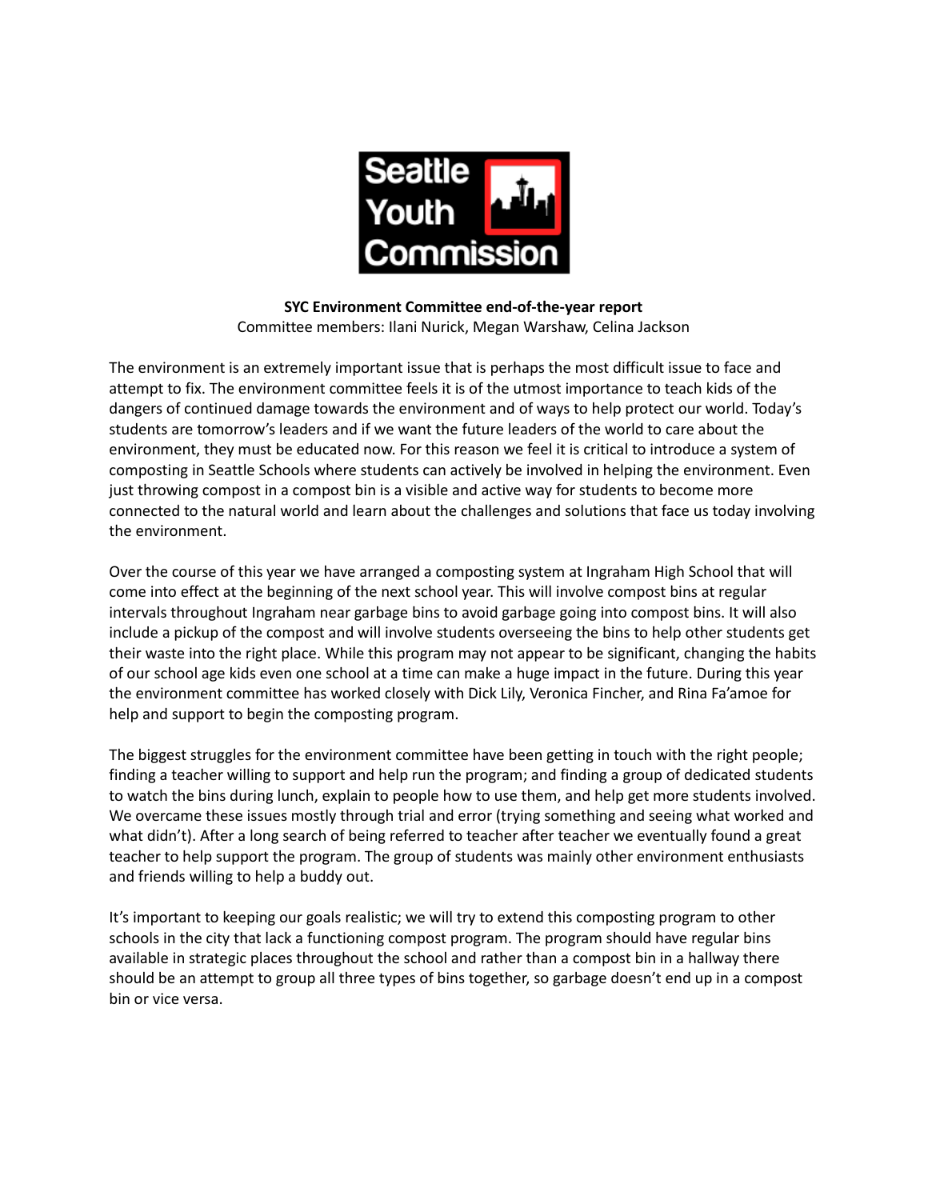**SYC Environment Committee end-of-the-year report**

Committee members: Ilani Nurick, Megan Warshaw, Celina Jackson

The environment is an extremely important issue that is perhaps the most difficult issue to face and attempt to fix. The environment committee feels it is of the utmost importance to teach kids of the dangers of continued damage towards the environment and of ways to help protect our world. Today's students are tomorrow's leaders and if we want the future leaders of the world to care about the environment, they must be educated now. For this reason we feel it is critical to introduce a system of composting in Seattle Schools where students can actively be involved in helping the environment. Even just throwing compost in a compost bin is a visible and active way for students to become more connected to the natural world and learn about the challenges and solutions that face us today involving the environment.

Over the course of this year we have arranged a composting system at Ingraham High School that will come into effect at the beginning of the next school year. This will involve compost bins at regular intervals throughout Ingraham near garbage bins to avoid garbage going into compost bins. It will also include a pickup of the compost and will involve students overseeing the bins to help other students get their waste into the right place. While this program may not appear to be significant, changing the habits of our school age kids even one school at a time can make a huge impact in the future. During this year the environment committee has worked closely with Dick Lily, Veronica Fincher, and Rina Fa'amoe for help and support to begin the composting program.

The biggest struggles for the environment committee have been getting in touch with the right people; finding a teacher willing to support and help run the program; and finding a group of dedicated students to watch the bins during lunch, explain to people how to use them, and help get more students involved. We overcame these issues mostly through trial and error (trying something and seeing what worked and what didn't). After a long search of being referred to teacher after teacher we eventually found a great teacher to help support the program. The group of students was mainly other environment enthusiasts and friends willing to help a buddy out.

It's important to keeping our goals realistic; we will try to extend this composting program to other schools in the city that lack a functioning compost program. The program should have regular bins available in strategic places throughout the school and rather than a compost bin in a hallway there should be an attempt to group all three types of bins together, so garbage doesn't end up in a compost bin or vice versa.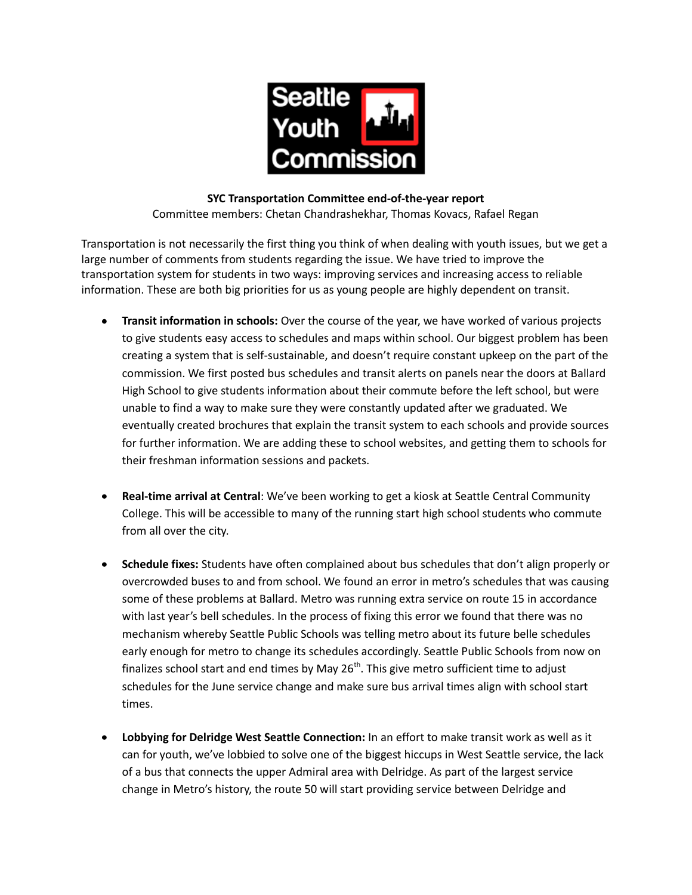**SYC Transportation Committee end-of-the-year report**

Committee members: Chetan Chandrashekhar, Thomas Kovacs, Rafael Regan

Transportation is not necessarily the first thing you think of when dealing with youth issues, but we get a large number of comments from students regarding the issue. We have tried to improve the transportation system for students in two ways: improving services and increasing access to reliable information. These are both big priorities for us as young people are highly dependent on transit.

- **Transit information in schools:** Over the course of the year, we have worked of various projects to give students easy access to schedules and maps within school. Our biggest problem has been creating a system that is self-sustainable, and doesn't require constant upkeep on the part of the commission. We first posted bus schedules and transit alerts on panels near the doors at Ballard High School to give students information about their commute before the left school, but were unable to find a way to make sure they were constantly updated after we graduated. We eventually created brochures that explain the transit system to each schools and provide sources for further information. We are adding these to school websites, and getting them to schools for their freshman information sessions and packets.

- **Real-time arrival at Central**: We've been working to get a kiosk at Seattle Central Community College. This will be accessible to many of the running start high school students who commute from all over the city.

- **Schedule fixes:** Students have often complained about bus schedules that don't align properly or overcrowded buses to and from school. We found an error in metro's schedules that was causing some of these problems at Ballard. Metro was running extra service on route 15 in accordance with last year's bell schedules. In the process of fixing this error we found that there was no mechanism whereby Seattle Public Schools was telling metro about its future belle schedules early enough for metro to change its schedules accordingly. Seattle Public Schools from now on finalizes school start and end times by May 26th. This give metro sufficient time to adjust schedules for the June service change and make sure bus arrival times align with school start times.

- **Lobbying for Delridge West Seattle Connection:** In an effort to make transit work as well as it can for youth, we've lobbied to solve one of the biggest hiccups in West Seattle service, the lack of a bus that connects the upper Admiral area with Delridge. As part of the largest service change in Metro's history, the route 50 will start providing service between Delridge and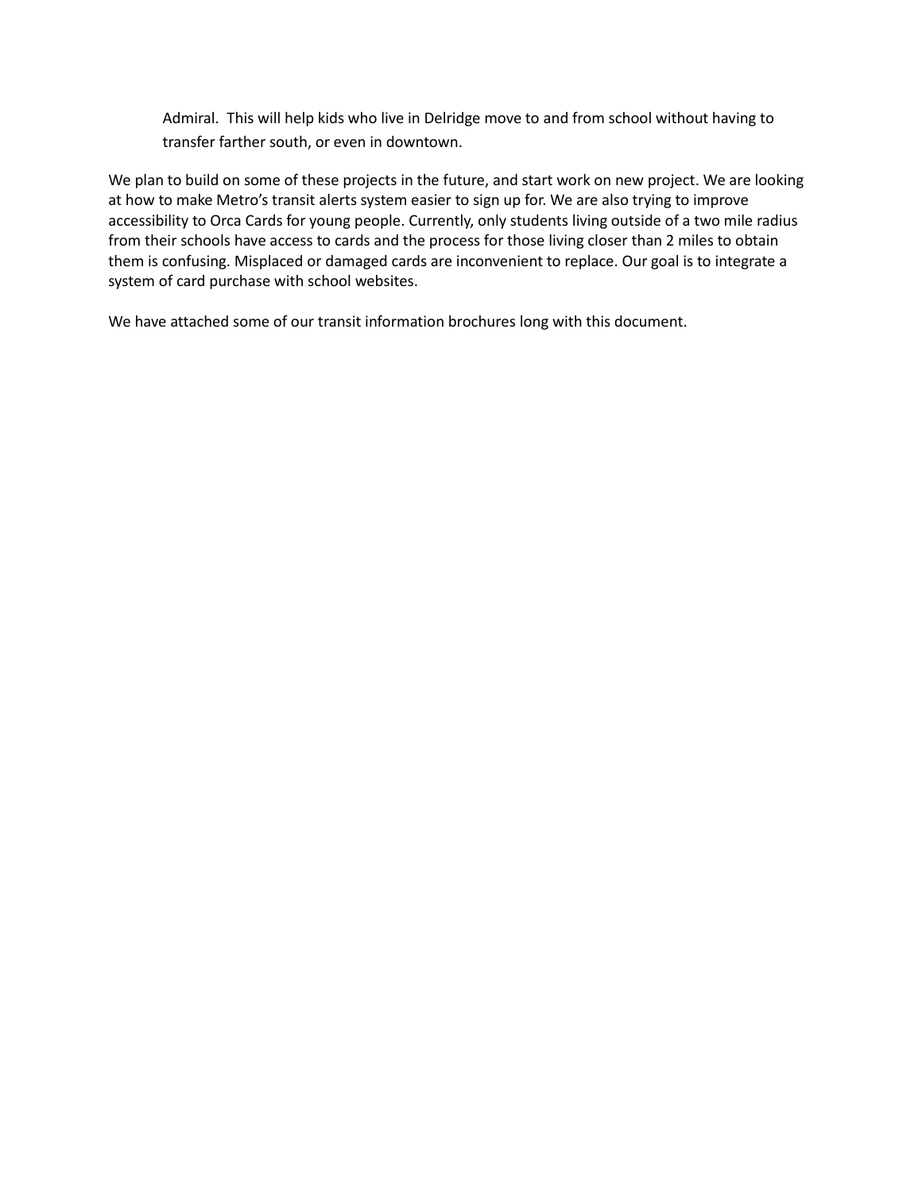Admiral. This will help kids who live in Delridge move to and from school without having to transfer farther south, or even in downtown.

We plan to build on some of these projects in the future, and start work on new project. We are looking at how to make Metro's transit alerts system easier to sign up for. We are also trying to improve accessibility to Orca Cards for young people. Currently, only students living outside of a two mile radius from their schools have access to cards and the process for those living closer than 2 miles to obtain them is confusing. Misplaced or damaged cards are inconvenient to replace. Our goal is to integrate a system of card purchase with school websites.

We have attached some of our transit information brochures long with this document.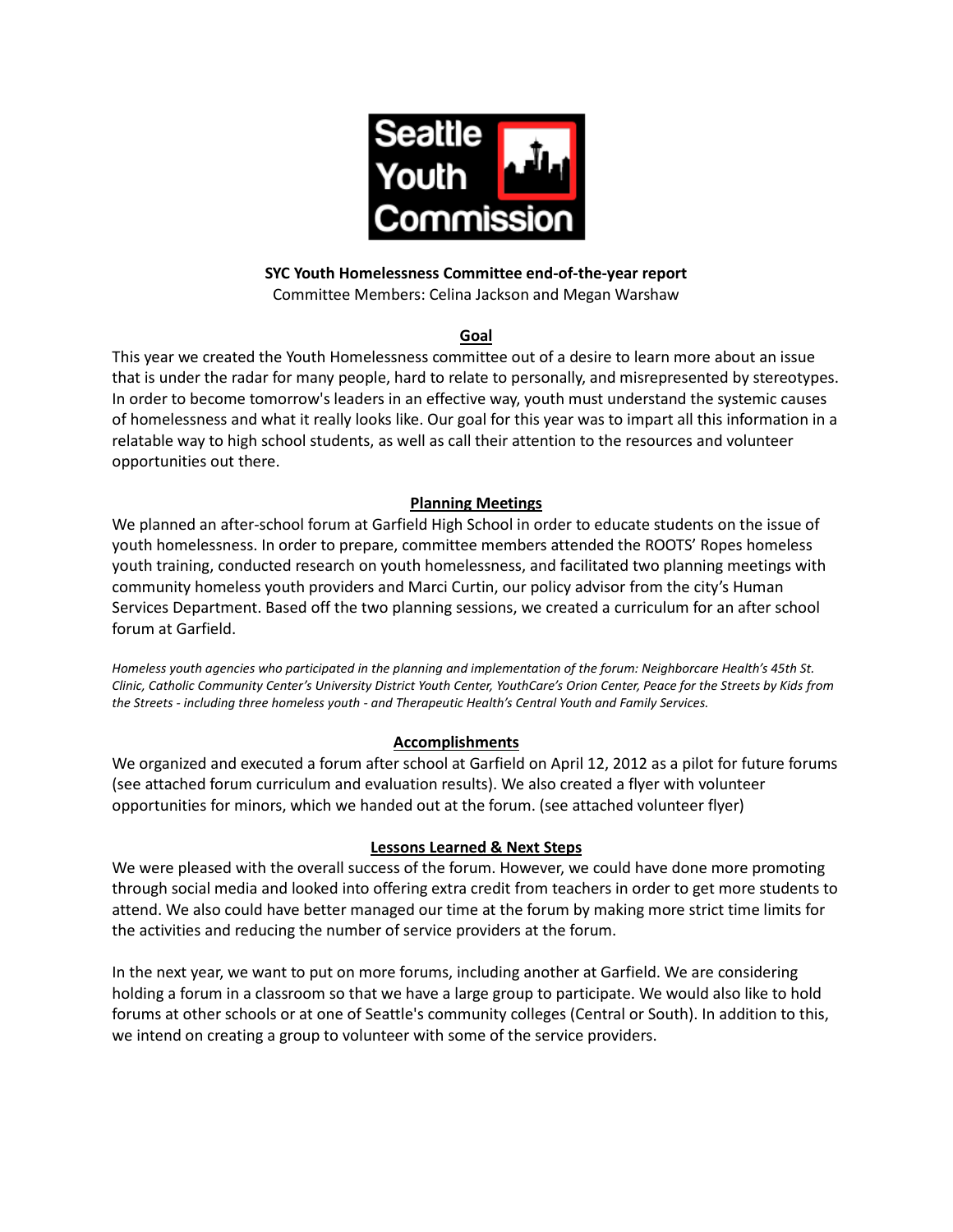**SYC Youth Homelessness Committee end-of-the-year report**

Committee Members: Celina Jackson and Megan Warshaw

## Goal

This year we created the Youth Homelessness committee out of a desire to learn more about an issue that is under the radar for many people, hard to relate to personally, and misrepresented by stereotypes. In order to become tomorrow's leaders in an effective way, youth must understand the systemic causes of homelessness and what it really looks like. Our goal for this year was to impart all this information in a relatable way to high school students, as well as call their attention to the resources and volunteer opportunities out there.

## Planning Meetings

We planned an after-school forum at Garfield High School in order to educate students on the issue of youth homelessness. In order to prepare, committee members attended the ROOTS' Ropes homeless youth training, conducted research on youth homelessness, and facilitated two planning meetings with community homeless youth providers and Marci Curtin, our policy advisor from the city's Human Services Department. Based off the two planning sessions, we created a curriculum for an after school forum at Garfield.

*Homeless youth agencies who participated in the planning and implementation of the forum: Neighborcare Health's 45th St. Clinic, Catholic Community Center's University District Youth Center, YouthCare's Orion Center, Peace for the Streets by Kids from the Streets - including three homeless youth - and Therapeutic Health's Central Youth and Family Services.*

## Accomplishments

We organized and executed a forum after school at Garfield on April 12, 2012 as a pilot for future forums (see attached forum curriculum and evaluation results). We also created a flyer with volunteer opportunities for minors, which we handed out at the forum. (see attached volunteer flyer)

## Lessons Learned & Next Steps

We were pleased with the overall success of the forum. However, we could have done more promoting through social media and looked into offering extra credit from teachers in order to get more students to attend. We also could have better managed our time at the forum by making more strict time limits for the activities and reducing the number of service providers at the forum.

In the next year, we want to put on more forums, including another at Garfield. We are considering holding a forum in a classroom so that we have a large group to participate. We would also like to hold forums at other schools or at one of Seattle's community colleges (Central or South). In addition to this, we intend on creating a group to volunteer with some of the service providers.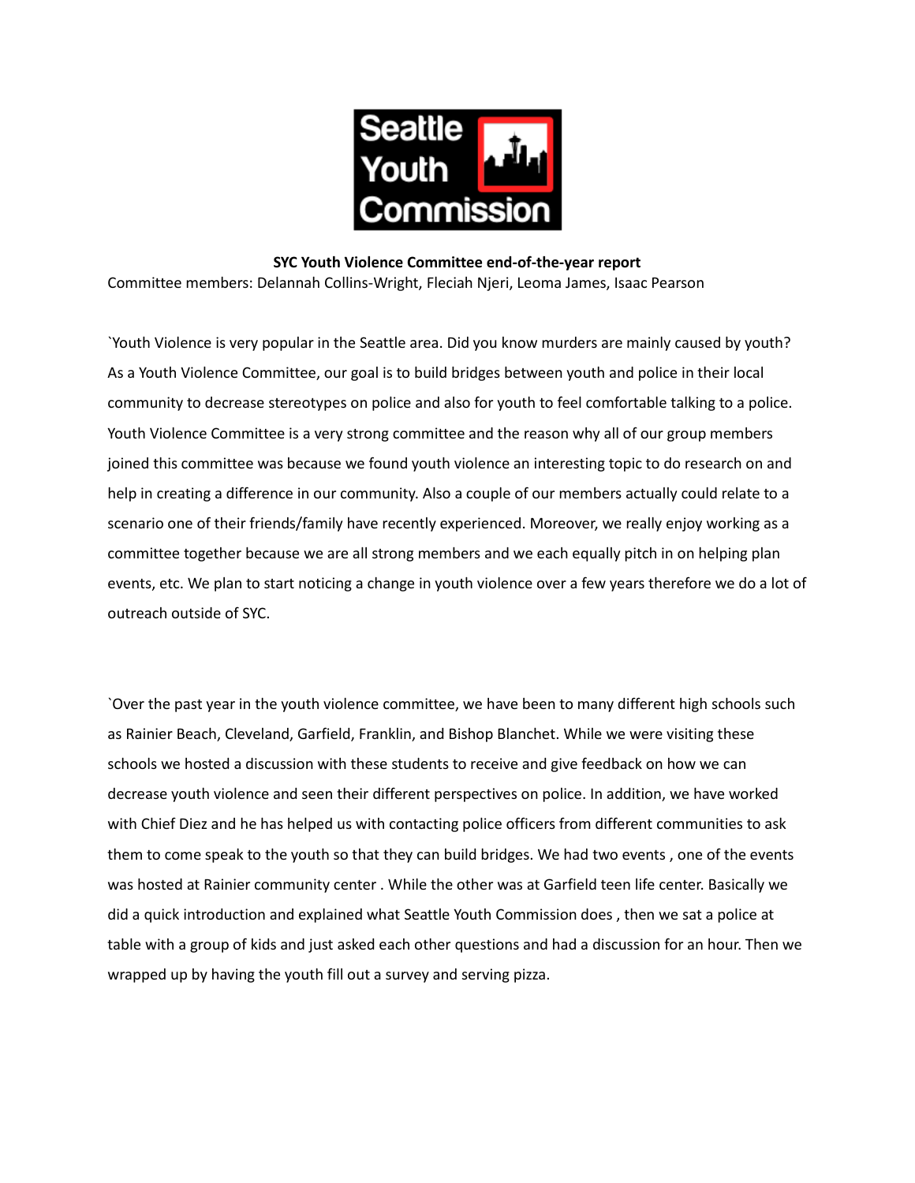Seattle Youth Commission

**SYC Youth Violence Committee end-of-the-year report**

Committee members: Delannah Collins-Wright, Fleciah Njeri, Leoma James, Isaac Pearson

`Youth Violence is very popular in the Seattle area. Did you know murders are mainly caused by youth? As a Youth Violence Committee, our goal is to build bridges between youth and police in their local community to decrease stereotypes on police and also for youth to feel comfortable talking to a police. Youth Violence Committee is a very strong committee and the reason why all of our group members joined this committee was because we found youth violence an interesting topic to do research on and help in creating a difference in our community. Also a couple of our members actually could relate to a scenario one of their friends/family have recently experienced. Moreover, we really enjoy working as a committee together because we are all strong members and we each equally pitch in on helping plan events, etc. We plan to start noticing a change in youth violence over a few years therefore we do a lot of outreach outside of SYC.

`Over the past year in the youth violence committee, we have been to many different high schools such as Rainier Beach, Cleveland, Garfield, Franklin, and Bishop Blanchet. While we were visiting these schools we hosted a discussion with these students to receive and give feedback on how we can decrease youth violence and seen their different perspectives on police. In addition, we have worked with Chief Diez and he has helped us with contacting police officers from different communities to ask them to come speak to the youth so that they can build bridges. We had two events , one of the events was hosted at Rainier community center . While the other was at Garfield teen life center. Basically we did a quick introduction and explained what Seattle Youth Commission does , then we sat a police at table with a group of kids and just asked each other questions and had a discussion for an hour. Then we wrapped up by having the youth fill out a survey and serving pizza.